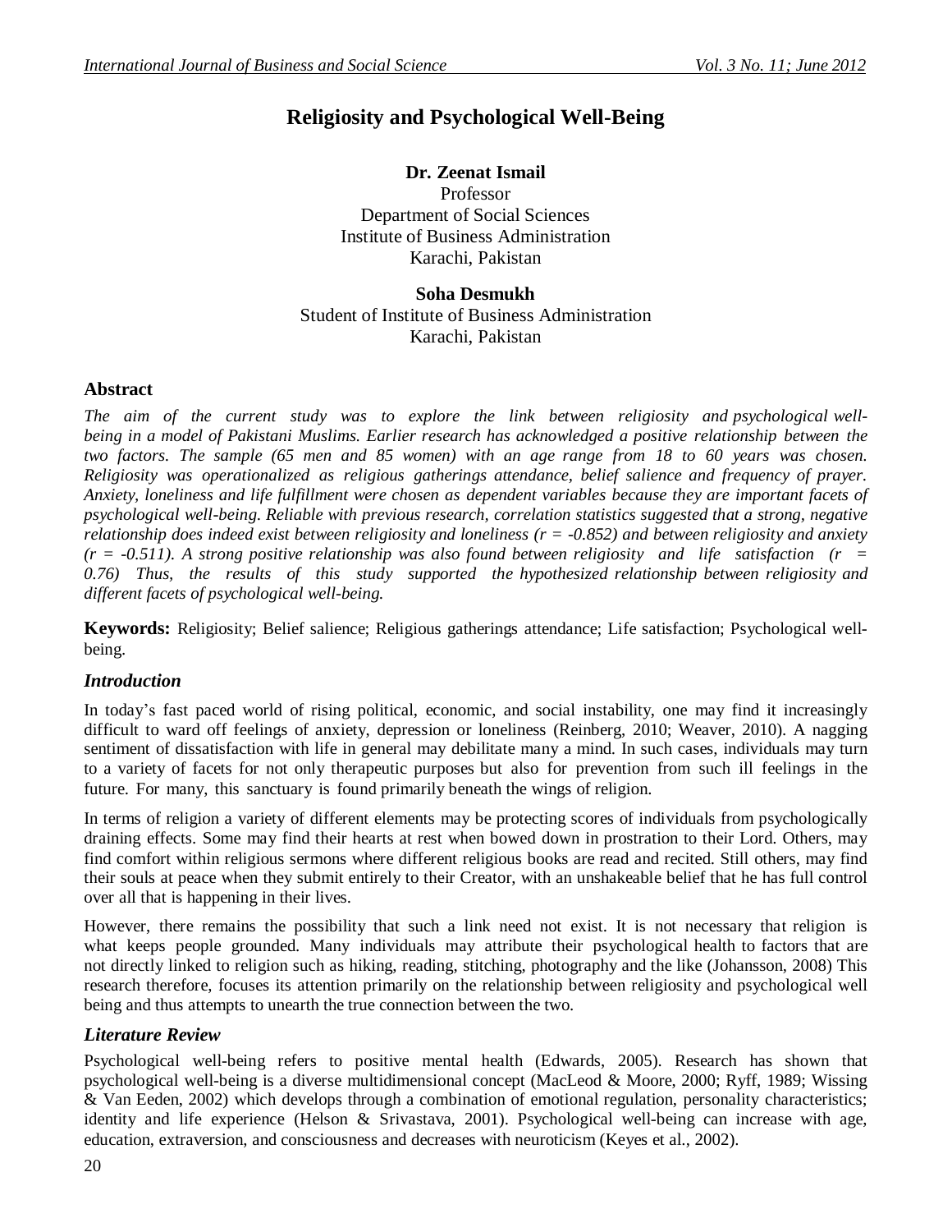# Religiosity and Psychological Well-Being

**Dr. Zeenat Ismail**
Professor
Department of Social Sciences
Institute of Business Administration
Karachi, Pakistan

**Soha Desmukh**
Student of Institute of Business Administration
Karachi, Pakistan

## Abstract

*The aim of the current study was to explore the link between religiosity and psychological well-being in a model of Pakistani Muslims. Earlier research has acknowledged a positive relationship between the two factors. The sample (65 men and 85 women) with an age range from 18 to 60 years was chosen. Religiosity was operationalized as religious gatherings attendance, belief salience and frequency of prayer. Anxiety, loneliness and life fulfillment were chosen as dependent variables because they are important facets of psychological well-being. Reliable with previous research, correlation statistics suggested that a strong, negative relationship does indeed exist between religiosity and loneliness ($r = -0.852$) and between religiosity and anxiety ($r = -0.511$). A strong positive relationship was also found between religiosity and life satisfaction ($r = 0.76$) Thus, the results of this study supported the hypothesized relationship between religiosity and different facets of psychological well-being.*

**Keywords:** Religiosity; Belief salience; Religious gatherings attendance; Life satisfaction; Psychological well-being.

## *Introduction*

In today's fast paced world of rising political, economic, and social instability, one may find it increasingly difficult to ward off feelings of anxiety, depression or loneliness (Reinberg, 2010; Weaver, 2010). A nagging sentiment of dissatisfaction with life in general may debilitate many a mind. In such cases, individuals may turn to a variety of facets for not only therapeutic purposes but also for prevention from such ill feelings in the future. For many, this sanctuary is found primarily beneath the wings of religion.

In terms of religion a variety of different elements may be protecting scores of individuals from psychologically draining effects. Some may find their hearts at rest when bowed down in prostration to their Lord. Others, may find comfort within religious sermons where different religious books are read and recited. Still others, may find their souls at peace when they submit entirely to their Creator, with an unshakeable belief that he has full control over all that is happening in their lives.

However, there remains the possibility that such a link need not exist. It is not necessary that religion is what keeps people grounded. Many individuals may attribute their psychological health to factors that are not directly linked to religion such as hiking, reading, stitching, photography and the like (Johansson, 2008) This research therefore, focuses its attention primarily on the relationship between religiosity and psychological well being and thus attempts to unearth the true connection between the two.

## *Literature Review*

Psychological well-being refers to positive mental health (Edwards, 2005). Research has shown that psychological well-being is a diverse multidimensional concept (MacLeod & Moore, 2000; Ryff, 1989; Wissing & Van Eeden, 2002) which develops through a combination of emotional regulation, personality characteristics; identity and life experience (Helson & Srivastava, 2001). Psychological well-being can increase with age, education, extraversion, and consciousness and decreases with neuroticism (Keyes et al., 2002).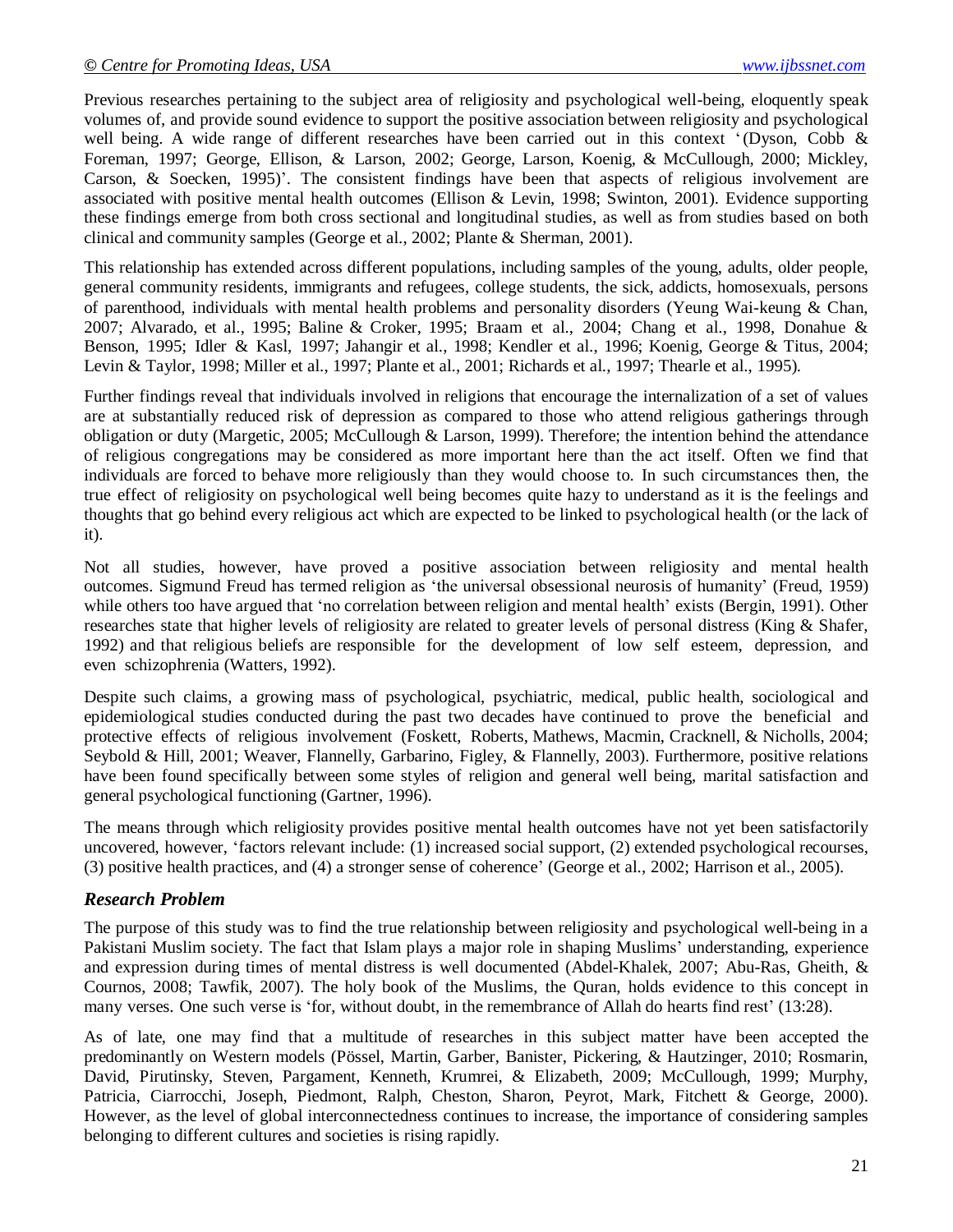Previous researches pertaining to the subject area of religiosity and psychological well-being, eloquently speak volumes of, and provide sound evidence to support the positive association between religiosity and psychological well being. A wide range of different researches have been carried out in this context '(Dyson, Cobb & Foreman, 1997; George, Ellison, & Larson, 2002; George, Larson, Koenig, & McCullough, 2000; Mickley, Carson, & Soecken, 1995)'. The consistent findings have been that aspects of religious involvement are associated with positive mental health outcomes (Ellison & Levin, 1998; Swinton, 2001). Evidence supporting these findings emerge from both cross sectional and longitudinal studies, as well as from studies based on both clinical and community samples (George et al., 2002; Plante & Sherman, 2001).

This relationship has extended across different populations, including samples of the young, adults, older people, general community residents, immigrants and refugees, college students, the sick, addicts, homosexuals, persons of parenthood, individuals with mental health problems and personality disorders (Yeung Wai-keung & Chan, 2007; Alvarado, et al., 1995; Baline & Croker, 1995; Braam et al., 2004; Chang et al., 1998, Donahue & Benson, 1995; Idler & Kasl, 1997; Jahangir et al., 1998; Kendler et al., 1996; Koenig, George & Titus, 2004; Levin & Taylor, 1998; Miller et al., 1997; Plante et al., 2001; Richards et al., 1997; Thearle et al., 1995).

Further findings reveal that individuals involved in religions that encourage the internalization of a set of values are at substantially reduced risk of depression as compared to those who attend religious gatherings through obligation or duty (Margetic, 2005; McCullough & Larson, 1999). Therefore; the intention behind the attendance of religious congregations may be considered as more important here than the act itself. Often we find that individuals are forced to behave more religiously than they would choose to. In such circumstances then, the true effect of religiosity on psychological well being becomes quite hazy to understand as it is the feelings and thoughts that go behind every religious act which are expected to be linked to psychological health (or the lack of it).

Not all studies, however, have proved a positive association between religiosity and mental health outcomes. Sigmund Freud has termed religion as 'the universal obsessional neurosis of humanity' (Freud, 1959) while others too have argued that 'no correlation between religion and mental health' exists (Bergin, 1991). Other researches state that higher levels of religiosity are related to greater levels of personal distress (King & Shafer, 1992) and that religious beliefs are responsible for the development of low self esteem, depression, and even schizophrenia (Watters, 1992).

Despite such claims, a growing mass of psychological, psychiatric, medical, public health, sociological and epidemiological studies conducted during the past two decades have continued to prove the beneficial and protective effects of religious involvement (Foskett, Roberts, Mathews, Macmin, Cracknell, & Nicholls, 2004; Seybold & Hill, 2001; Weaver, Flannelly, Garbarino, Figley, & Flannelly, 2003). Furthermore, positive relations have been found specifically between some styles of religion and general well being, marital satisfaction and general psychological functioning (Gartner, 1996).

The means through which religiosity provides positive mental health outcomes have not yet been satisfactorily uncovered, however, 'factors relevant include: (1) increased social support, (2) extended psychological recourses, (3) positive health practices, and (4) a stronger sense of coherence' (George et al., 2002; Harrison et al., 2005).

## *Research Problem*

The purpose of this study was to find the true relationship between religiosity and psychological well-being in a Pakistani Muslim society. The fact that Islam plays a major role in shaping Muslims' understanding, experience and expression during times of mental distress is well documented (Abdel-Khalek, 2007; Abu-Ras, Gheith, & Cournos, 2008; Tawfik, 2007). The holy book of the Muslims, the Quran, holds evidence to this concept in many verses. One such verse is 'for, without doubt, in the remembrance of Allah do hearts find rest' (13:28).

As of late, one may find that a multitude of researches in this subject matter have been accepted the predominantly on Western models (Pössel, Martin, Garber, Banister, Pickering, & Hautzinger, 2010; Rosmarin, David, Pirutinsky, Steven, Pargament, Kenneth, Krumrei, & Elizabeth, 2009; McCullough, 1999; Murphy, Patricia, Ciarrocchi, Joseph, Piedmont, Ralph, Cheston, Sharon, Peyrot, Mark, Fitchett & George, 2000). However, as the level of global interconnectedness continues to increase, the importance of considering samples belonging to different cultures and societies is rising rapidly.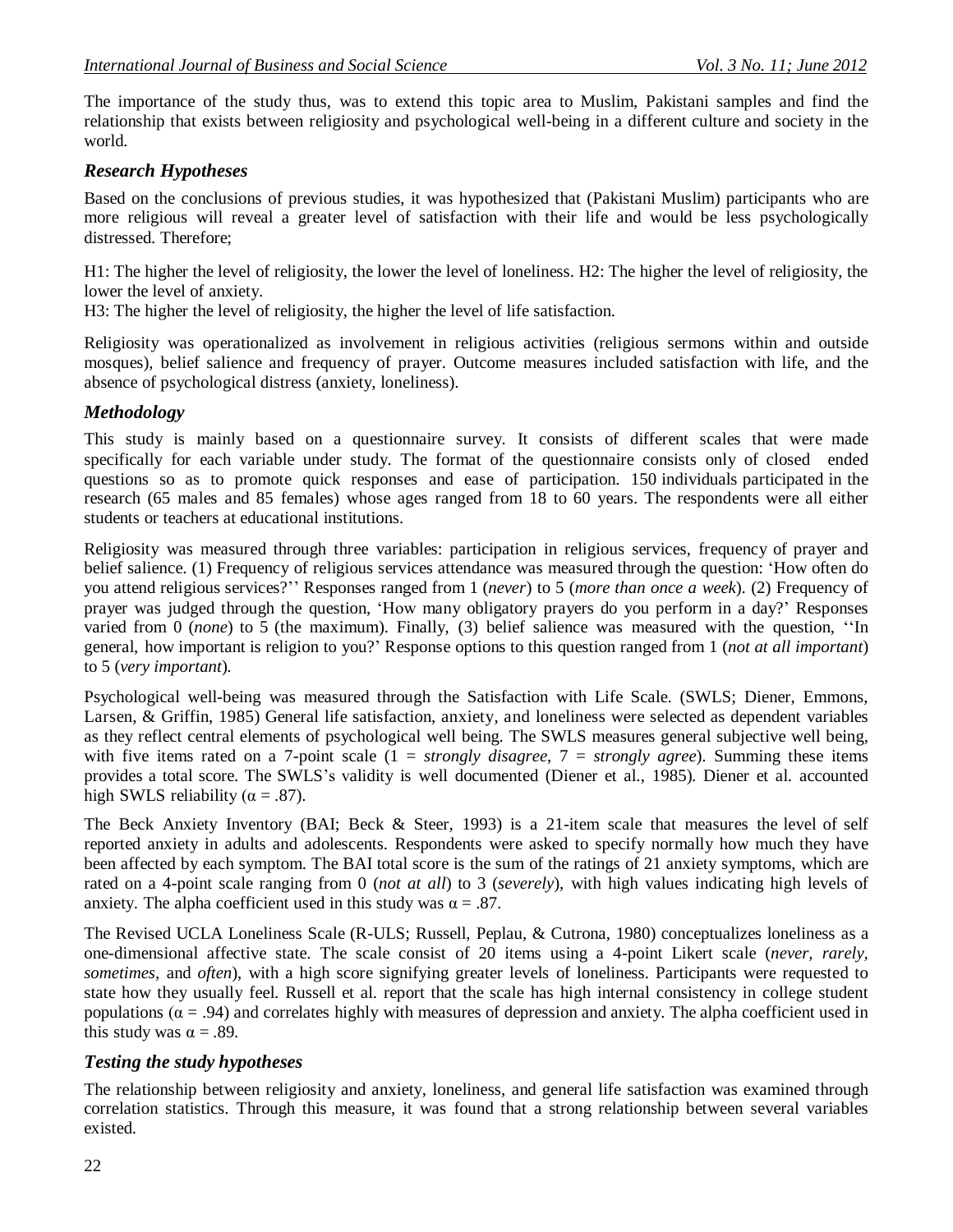The importance of the study thus, was to extend this topic area to Muslim, Pakistani samples and find the relationship that exists between religiosity and psychological well-being in a different culture and society in the world.

### *Research Hypotheses*

Based on the conclusions of previous studies, it was hypothesized that (Pakistani Muslim) participants who are more religious will reveal a greater level of satisfaction with their life and would be less psychologically distressed. Therefore;

H1: The higher the level of religiosity, the lower the level of loneliness. H2: The higher the level of religiosity, the lower the level of anxiety.

H3: The higher the level of religiosity, the higher the level of life satisfaction.

Religiosity was operationalized as involvement in religious activities (religious sermons within and outside mosques), belief salience and frequency of prayer. Outcome measures included satisfaction with life, and the absence of psychological distress (anxiety, loneliness).

### *Methodology*

This study is mainly based on a questionnaire survey. It consists of different scales that were made specifically for each variable under study. The format of the questionnaire consists only of closed ended questions so as to promote quick responses and ease of participation. 150 individuals participated in the research (65 males and 85 females) whose ages ranged from 18 to 60 years. The respondents were all either students or teachers at educational institutions.

Religiosity was measured through three variables: participation in religious services, frequency of prayer and belief salience. (1) Frequency of religious services attendance was measured through the question: 'How often do you attend religious services?'' Responses ranged from 1 (*never*) to 5 (*more than once a week*). (2) Frequency of prayer was judged through the question, 'How many obligatory prayers do you perform in a day?' Responses varied from 0 (*none*) to 5 (the maximum). Finally, (3) belief salience was measured with the question, ''In general, how important is religion to you?' Response options to this question ranged from 1 (*not at all important*) to 5 (*very important*).

Psychological well-being was measured through the Satisfaction with Life Scale. (SWLS; Diener, Emmons, Larsen, & Griffin, 1985) General life satisfaction, anxiety, and loneliness were selected as dependent variables as they reflect central elements of psychological well being. The SWLS measures general subjective well being, with five items rated on a 7-point scale (1 = *strongly disagree*, 7 = *strongly agree*). Summing these items provides a total score. The SWLS's validity is well documented (Diener et al., 1985). Diener et al. accounted high SWLS reliability ($\alpha = .87$).

The Beck Anxiety Inventory (BAI; Beck & Steer, 1993) is a 21-item scale that measures the level of self reported anxiety in adults and adolescents. Respondents were asked to specify normally how much they have been affected by each symptom. The BAI total score is the sum of the ratings of 21 anxiety symptoms, which are rated on a 4-point scale ranging from 0 (*not at all*) to 3 (*severely*), with high values indicating high levels of anxiety. The alpha coefficient used in this study was $\alpha = .87$.

The Revised UCLA Loneliness Scale (R-ULS; Russell, Peplau, & Cutrona, 1980) conceptualizes loneliness as a one-dimensional affective state. The scale consist of 20 items using a 4-point Likert scale (*never, rarely, sometimes*, and *often*), with a high score signifying greater levels of loneliness. Participants were requested to state how they usually feel. Russell et al. report that the scale has high internal consistency in college student populations ($\alpha = .94$) and correlates highly with measures of depression and anxiety. The alpha coefficient used in this study was $\alpha = .89$.

### *Testing the study hypotheses*

The relationship between religiosity and anxiety, loneliness, and general life satisfaction was examined through correlation statistics. Through this measure, it was found that a strong relationship between several variables existed.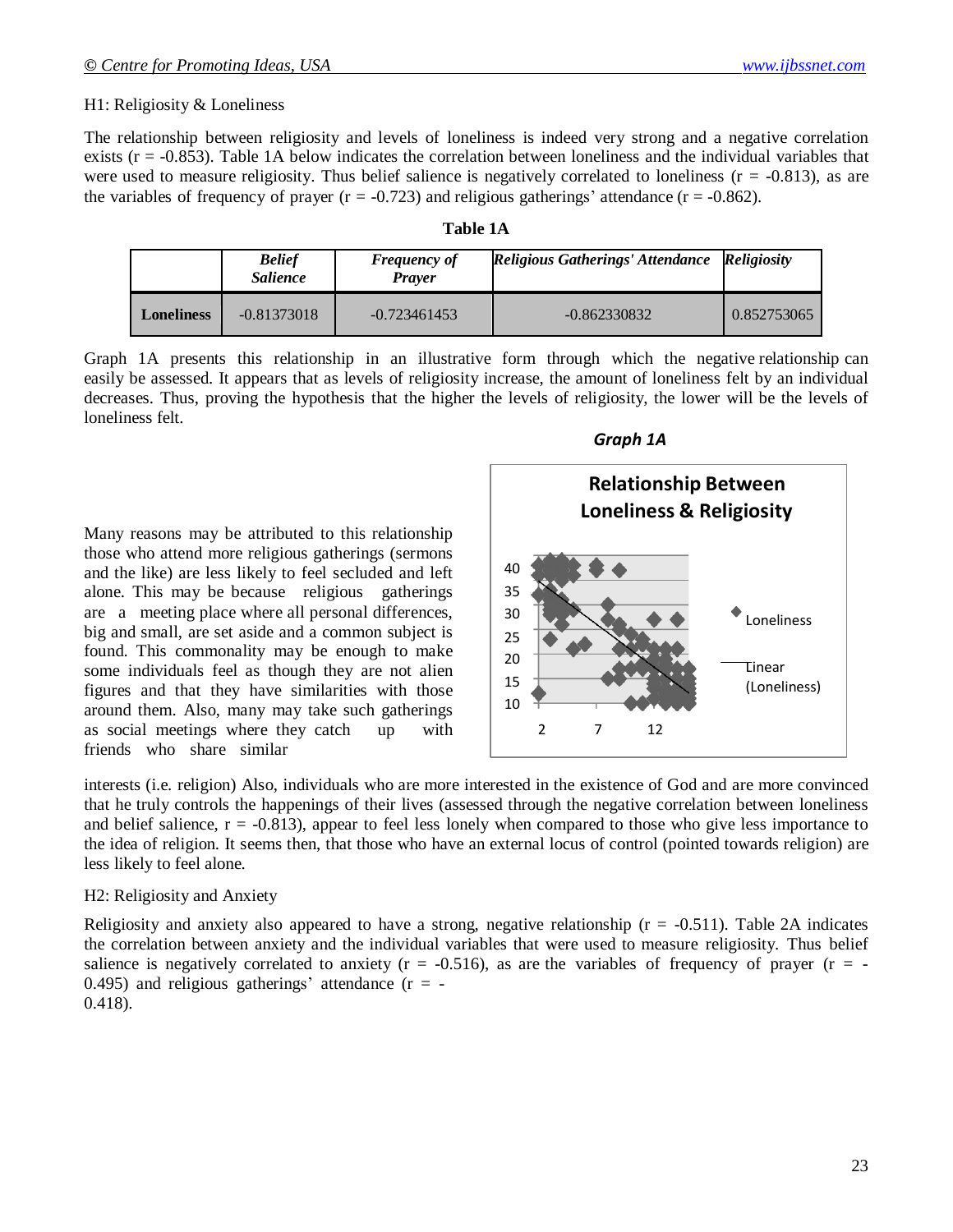H1: Religiosity & Loneliness

The relationship between religiosity and levels of loneliness is indeed very strong and a negative correlation exists (r = -0.853). Table 1A below indicates the correlation between loneliness and the individual variables that were used to measure religiosity. Thus belief salience is negatively correlated to loneliness (r = -0.813), as are the variables of frequency of prayer (r = -0.723) and religious gatherings' attendance (r = -0.862).

**Table 1A**

| | ***Belief Salience*** | ***Frequency of Prayer*** | ***Religious Gatherings' Attendance*** | ***Religiosity*** |
|---|---|---|---|---|
| **Loneliness** | -0.81373018 | -0.723461453 | -0.862330832 | 0.852753065 |

Graph 1A presents this relationship in an illustrative form through which the negative relationship can easily be assessed. It appears that as levels of religiosity increase, the amount of loneliness felt by an individual decreases. Thus, proving the hypothesis that the higher the levels of religiosity, the lower will be the levels of loneliness felt.

***Graph 1A***

Many reasons may be attributed to this relationship those who attend more religious gatherings (sermons and the like) are less likely to feel secluded and left alone. This may be because religious gatherings are a meeting place where all personal differences, big and small, are set aside and a common subject is found. This commonality may be enough to make some individuals feel as though they are not alien figures and that they have similarities with those around them. Also, many may take such gatherings as social meetings where they catch up with friends who share similar interests (i.e. religion) Also, individuals who are more interested in the existence of God and are more convinced that he truly controls the happenings of their lives (assessed through the negative correlation between loneliness and belief salience, r = -0.813), appear to feel less lonely when compared to those who give less importance to the idea of religion. It seems then, that those who have an external locus of control (pointed towards religion) are less likely to feel alone.

H2: Religiosity and Anxiety

Religiosity and anxiety also appeared to have a strong, negative relationship (r = -0.511). Table 2A indicates the correlation between anxiety and the individual variables that were used to measure religiosity. Thus belief salience is negatively correlated to anxiety (r = -0.516), as are the variables of frequency of prayer (r = -0.495) and religious gatherings' attendance (r = -0.418).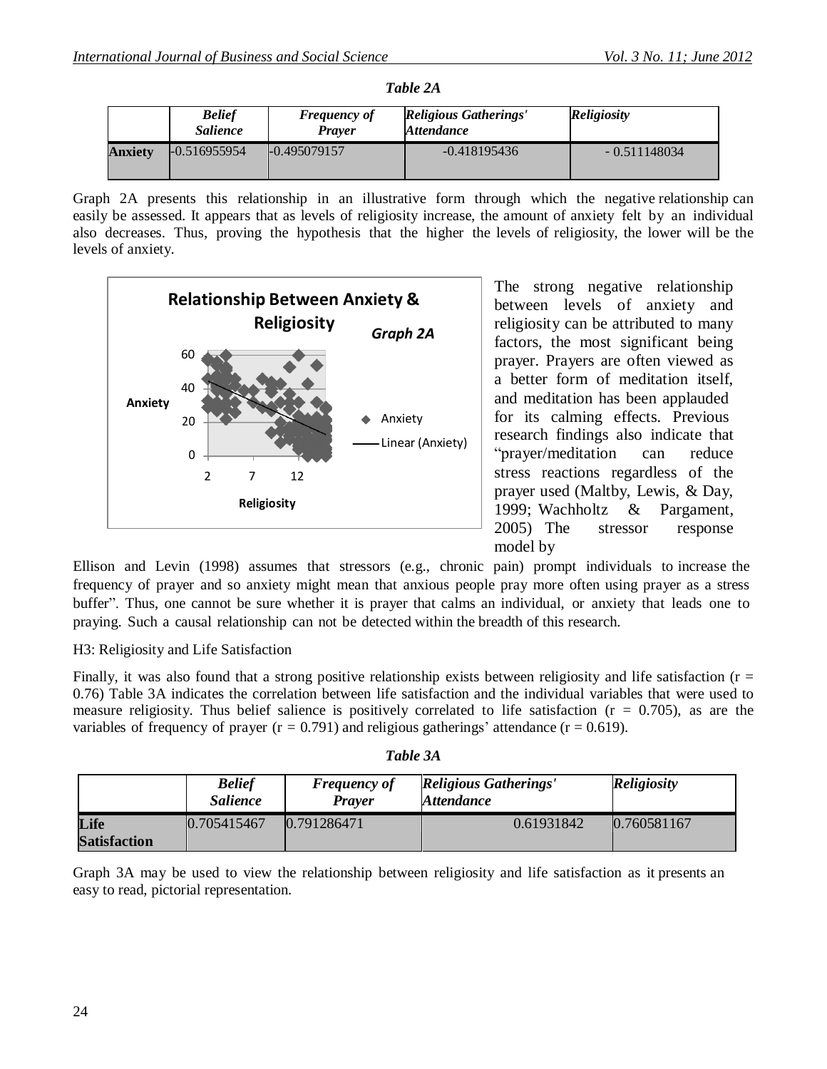*Table 2A*

| | *Belief Salience* | *Frequency of Prayer* | *Religious Gatherings' Attendance* | *Religiosity* |
|---|---|---|---|---|
| **Anxiety** | -0.516955954 | -0.495079157 | -0.418195436 | - 0.511148034 |

Graph 2A presents this relationship in an illustrative form through which the negative relationship can easily be assessed. It appears that as levels of religiosity increase, the amount of anxiety felt by an individual also decreases. Thus, proving the hypothesis that the higher the levels of religiosity, the lower will be the levels of anxiety.

The strong negative relationship between levels of anxiety and religiosity can be attributed to many factors, the most significant being prayer. Prayers are often viewed as a better form of meditation itself, and meditation has been applauded for its calming effects. Previous research findings also indicate that "prayer/meditation can reduce stress reactions regardless of the prayer used (Maltby, Lewis, & Day, 1999; Wachholtz & Pargament, 2005) The stressor response model by Ellison and Levin (1998) assumes that stressors (e.g., chronic pain) prompt individuals to increase the frequency of prayer and so anxiety might mean that anxious people pray more often using prayer as a stress buffer". Thus, one cannot be sure whether it is prayer that calms an individual, or anxiety that leads one to praying. Such a causal relationship can not be detected within the breadth of this research.

H3: Religiosity and Life Satisfaction

Finally, it was also found that a strong positive relationship exists between religiosity and life satisfaction ($r = 0.76$) Table 3A indicates the correlation between life satisfaction and the individual variables that were used to measure religiosity. Thus belief salience is positively correlated to life satisfaction ($r = 0.705$), as are the variables of frequency of prayer ($r = 0.791$) and religious gatherings' attendance ($r = 0.619$).

*Table 3A*

| | *Belief Salience* | *Frequency of Prayer* | *Religious Gatherings' Attendance* | *Religiosity* |
|---|---|---|---|---|
| **Life Satisfaction** | 0.705415467 | 0.791286471 | 0.61931842 | 0.760581167 |

Graph 3A may be used to view the relationship between religiosity and life satisfaction as it presents an easy to read, pictorial representation.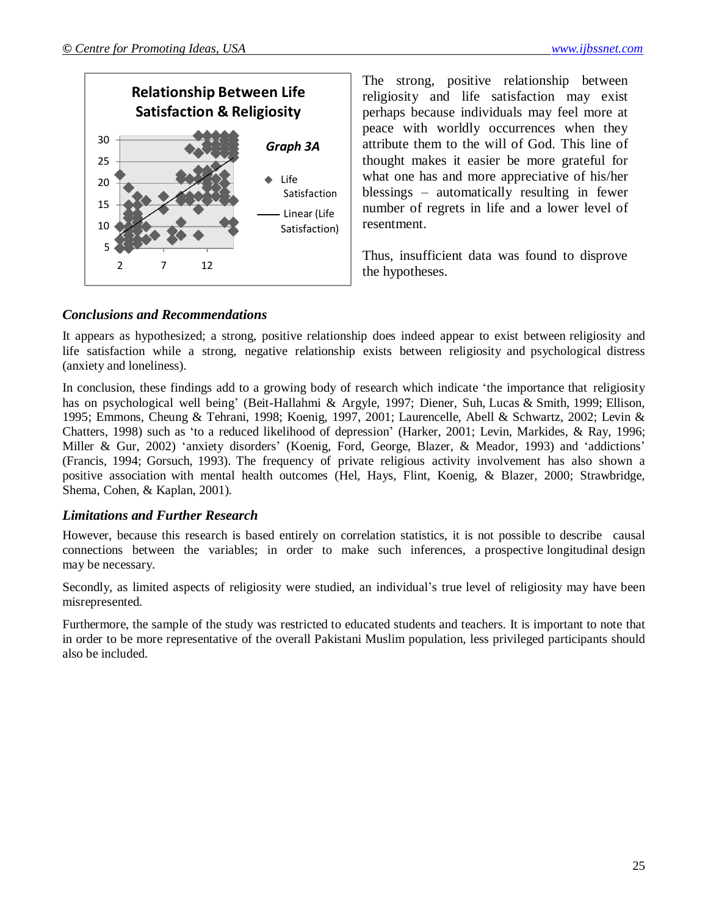**Relationship Between Life Satisfaction & Religiosity**

*Graph 3A*

The strong, positive relationship between religiosity and life satisfaction may exist perhaps because individuals may feel more at peace with worldly occurences when they attribute them to the will of God. This line of thought makes it easier be more grateful for what one has and more appreciative of his/her blessings – automatically resulting in fewer number of regrets in life and a lower level of resentment.

Thus, insufficient data was found to disprove the hypotheses.

### *Conclusions and Recommendations*

It appears as hypothesized; a strong, positive relationship does indeed appear to exist between religiosity and life satisfaction while a strong, negative relationship exists between religiosity and psychological distress (anxiety and loneliness).

In conclusion, these findings add to a growing body of research which indicate 'the importance that religiosity has on psychological well being' (Beit-Hallahmi & Argyle, 1997; Diener, Suh, Lucas & Smith, 1999; Ellison, 1995; Emmons, Cheung & Tehrani, 1998; Koenig, 1997, 2001; Laurencelle, Abell & Schwartz, 2002; Levin & Chatters, 1998) such as 'to a reduced likelihood of depression' (Harker, 2001; Levin, Markides, & Ray, 1996; Miller & Gur, 2002) 'anxiety disorders' (Koenig, Ford, George, Blazer, & Meador, 1993) and 'addictions' (Francis, 1994; Gorsuch, 1993). The frequency of private religious activity involvement has also shown a positive association with mental health outcomes (Hel, Hays, Flint, Koenig, & Blazer, 2000; Strawbridge, Shema, Cohen, & Kaplan, 2001).

### *Limitations and Further Research*

However, because this research is based entirely on correlation statistics, it is not possible to describe causal connections between the variables; in order to make such inferences, a prospective longitudinal design may be necessary.

Secondly, as limited aspects of religiosity were studied, an individual's true level of religiosity may have been misrepresented.

Furthermore, the sample of the study was restricted to educated students and teachers. It is important to note that in order to be more representative of the overall Pakistani Muslim population, less privileged participants should also be included.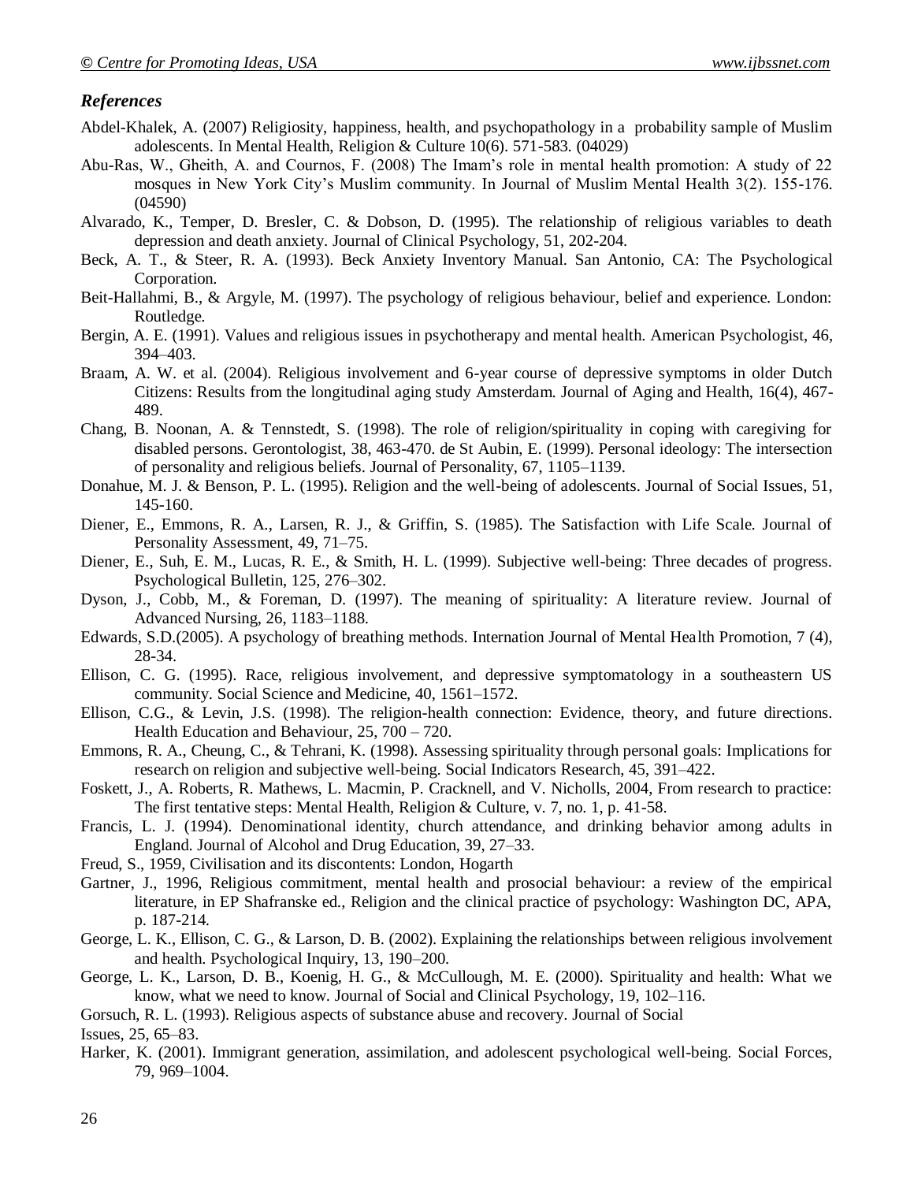## *References*

Abdel-Khalek, A. (2007) Religiosity, happiness, health, and psychopathology in a probability sample of Muslim adolescents. In Mental Health, Religion & Culture 10(6). 571-583. (04029)

Abu-Ras, W., Gheith, A. and Cournos, F. (2008) The Imam's role in mental health promotion: A study of 22 mosques in New York City's Muslim community. In Journal of Muslim Mental Health 3(2). 155-176. (04590)

Alvarado, K., Temper, D. Bresler, C. & Dobson, D. (1995). The relationship of religious variables to death depression and death anxiety. Journal of Clinical Psychology, 51, 202-204.

Beck, A. T., & Steer, R. A. (1993). Beck Anxiety Inventory Manual. San Antonio, CA: The Psychological Corporation.

Beit-Hallahmi, B., & Argyle, M. (1997). The psychology of religious behaviour, belief and experience. London: Routledge.

Bergin, A. E. (1991). Values and religious issues in psychotherapy and mental health. American Psychologist, 46, 394–403.

Braam, A. W. et al. (2004). Religious involvement and 6-year course of depressive symptoms in older Dutch Citizens: Results from the longitudinal aging study Amsterdam. Journal of Aging and Health, 16(4), 467-489.

Chang, B. Noonan, A. & Tennstedt, S. (1998). The role of religion/spirituality in coping with caregiving for disabled persons. Gerontologist, 38, 463-470. de St Aubin, E. (1999). Personal ideology: The intersection of personality and religious beliefs. Journal of Personality, 67, 1105–1139.

Donahue, M. J. & Benson, P. L. (1995). Religion and the well-being of adolescents. Journal of Social Issues, 51, 145-160.

Diener, E., Emmons, R. A., Larsen, R. J., & Griffin, S. (1985). The Satisfaction with Life Scale. Journal of Personality Assessment, 49, 71–75.

Diener, E., Suh, E. M., Lucas, R. E., & Smith, H. L. (1999). Subjective well-being: Three decades of progress. Psychological Bulletin, 125, 276–302.

Dyson, J., Cobb, M., & Foreman, D. (1997). The meaning of spirituality: A literature review. Journal of Advanced Nursing, 26, 1183–1188.

Edwards, S.D.(2005). A psychology of breathing methods. Internation Journal of Mental Health Promotion, 7 (4), 28-34.

Ellison, C. G. (1995). Race, religious involvement, and depressive symptomatology in a southeastern US community. Social Science and Medicine, 40, 1561–1572.

Ellison, C.G., & Levin, J.S. (1998). The religion-health connection: Evidence, theory, and future directions. Health Education and Behaviour, 25, 700 – 720.

Emmons, R. A., Cheung, C., & Tehrani, K. (1998). Assessing spirituality through personal goals: Implications for research on religion and subjective well-being. Social Indicators Research, 45, 391–422.

Foskett, J., A. Roberts, R. Mathews, L. Macmin, P. Cracknell, and V. Nicholls, 2004, From research to practice: The first tentative steps: Mental Health, Religion & Culture, v. 7, no. 1, p. 41-58.

Francis, L. J. (1994). Denominational identity, church attendance, and drinking behavior among adults in England. Journal of Alcohol and Drug Education, 39, 27–33.

Freud, S., 1959, Civilisation and its discontents: London, Hogarth

Gartner, J., 1996, Religious commitment, mental health and prosocial behaviour: a review of the empirical literature, in EP Shafranske ed., Religion and the clinical practice of psychology: Washington DC, APA, p. 187-214.

George, L. K., Ellison, C. G., & Larson, D. B. (2002). Explaining the relationships between religious involvement and health. Psychological Inquiry, 13, 190–200.

George, L. K., Larson, D. B., Koenig, H. G., & McCullough, M. E. (2000). Spirituality and health: What we know, what we need to know. Journal of Social and Clinical Psychology, 19, 102–116.

Gorsuch, R. L. (1993). Religious aspects of substance abuse and recovery. Journal of Social Issues, 25, 65–83.

Harker, K. (2001). Immigrant generation, assimilation, and adolescent psychological well-being. Social Forces, 79, 969–1004.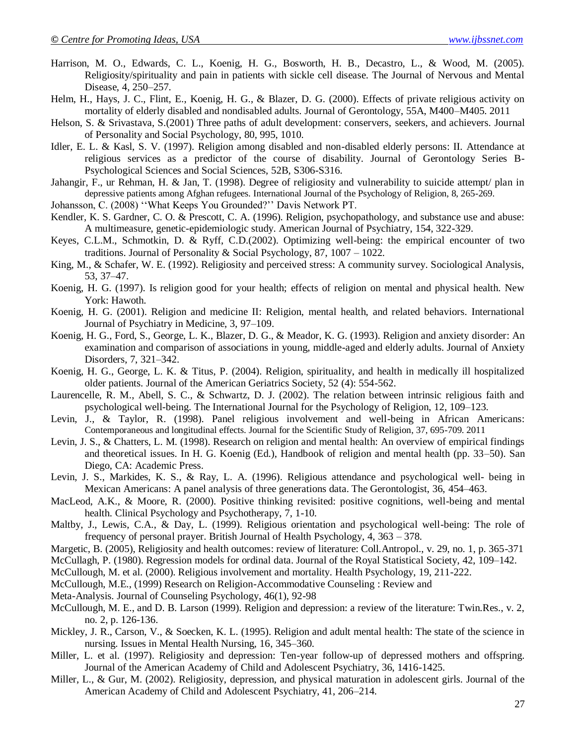Harrison, M. O., Edwards, C. L., Koenig, H. G., Bosworth, H. B., Decastro, L., & Wood, M. (2005). Religiosity/spirituality and pain in patients with sickle cell disease. The Journal of Nervous and Mental Disease, 4, 250–257.

Helm, H., Hays, J. C., Flint, E., Koenig, H. G., & Blazer, D. G. (2000). Effects of private religious activity on mortality of elderly disabled and nondisabled adults. Journal of Gerontology, 55A, M400–M405. 2011

Helson, S. & Srivastava, S.(2001) Three paths of adult development: conservers, seekers, and achievers. Journal of Personality and Social Psychology, 80, 995, 1010.

Idler, E. L. & Kasl, S. V. (1997). Religion among disabled and non-disabled elderly persons: II. Attendance at religious services as a predictor of the course of disability. Journal of Gerontology Series B-Psychological Sciences and Social Sciences, 52B, S306-S316.

Jahangir, F., ur Rehman, H. & Jan, T. (1998). Degree of religiosity and vulnerability to suicide attempt/ plan in depressive patients among Afghan refugees. International Journal of the Psychology of Religion, 8, 265-269.

Johansson, C. (2008) ''What Keeps You Grounded?'' Davis Network PT.

Kendler, K. S. Gardner, C. O. & Prescott, C. A. (1996). Religion, psychopathology, and substance use and abuse: A multimeasure, genetic-epidemiologic study. American Journal of Psychiatry, 154, 322-329.

Keyes, C.L.M., Schmotkin, D. & Ryff, C.D.(2002). Optimizing well-being: the empirical encounter of two traditions. Journal of Personality & Social Psychology, 87, 1007 – 1022.

King, M., & Schafer, W. E. (1992). Religiosity and perceived stress: A community survey. Sociological Analysis, 53, 37–47.

Koenig, H. G. (1997). Is religion good for your health; effects of religion on mental and physical health. New York: Hawoth.

Koenig, H. G. (2001). Religion and medicine II: Religion, mental health, and related behaviors. International Journal of Psychiatry in Medicine, 3, 97–109.

Koenig, H. G., Ford, S., George, L. K., Blazer, D. G., & Meador, K. G. (1993). Religion and anxiety disorder: An examination and comparison of associations in young, middle-aged and elderly adults. Journal of Anxiety Disorders, 7, 321–342.

Koenig, H. G., George, L. K. & Titus, P. (2004). Religion, spirituality, and health in medically ill hospitalized older patients. Journal of the American Geriatrics Society, 52 (4): 554-562.

Laurencelle, R. M., Abell, S. C., & Schwartz, D. J. (2002). The relation between intrinsic religious faith and psychological well-being. The International Journal for the Psychology of Religion, 12, 109–123.

Levin, J., & Taylor, R. (1998). Panel religious involvement and well-being in African Americans: Contemporaneous and longitudinal effects. Journal for the Scientific Study of Religion, 37, 695-709. 2011

Levin, J. S., & Chatters, L. M. (1998). Research on religion and mental health: An overview of empirical findings and theoretical issues. In H. G. Koenig (Ed.), Handbook of religion and mental health (pp. 33–50). San Diego, CA: Academic Press.

Levin, J. S., Markides, K. S., & Ray, L. A. (1996). Religious attendance and psychological well- being in Mexican Americans: A panel analysis of three generations data. The Gerontologist, 36, 454–463.

MacLeod, A.K., & Moore, R. (2000). Positive thinking revisited: positive cognitions, well-being and mental health. Clinical Psychology and Psychotherapy, 7, 1-10.

Maltby, J., Lewis, C.A., & Day, L. (1999). Religious orientation and psychological well-being: The role of frequency of personal prayer. British Journal of Health Psychology, 4, 363 – 378.

Margetic, B. (2005), Religiosity and health outcomes: review of literature: Coll.Antropol., v. 29, no. 1, p. 365-371

McCullagh, P. (1980). Regression models for ordinal data. Journal of the Royal Statistical Society, 42, 109–142.

McCullough, M. et al. (2000). Religious involvement and mortality. Health Psychology, 19, 211-222.

McCullough, M.E., (1999) Research on Religion-Accommodative Counseling : Review and Meta-Analysis. Journal of Counseling Psychology, 46(1), 92-98

McCullough, M. E., and D. B. Larson (1999). Religion and depression: a review of the literature: Twin.Res., v. 2, no. 2, p. 126-136.

Mickley, J. R., Carson, V., & Soecken, K. L. (1995). Religion and adult mental health: The state of the science in nursing. Issues in Mental Health Nursing, 16, 345–360.

Miller, L. et al. (1997). Religiosity and depression: Ten-year follow-up of depressed mothers and offspring. Journal of the American Academy of Child and Adolescent Psychiatry, 36, 1416-1425.

Miller, L., & Gur, M. (2002). Religiosity, depression, and physical maturation in adolescent girls. Journal of the American Academy of Child and Adolescent Psychiatry, 41, 206–214.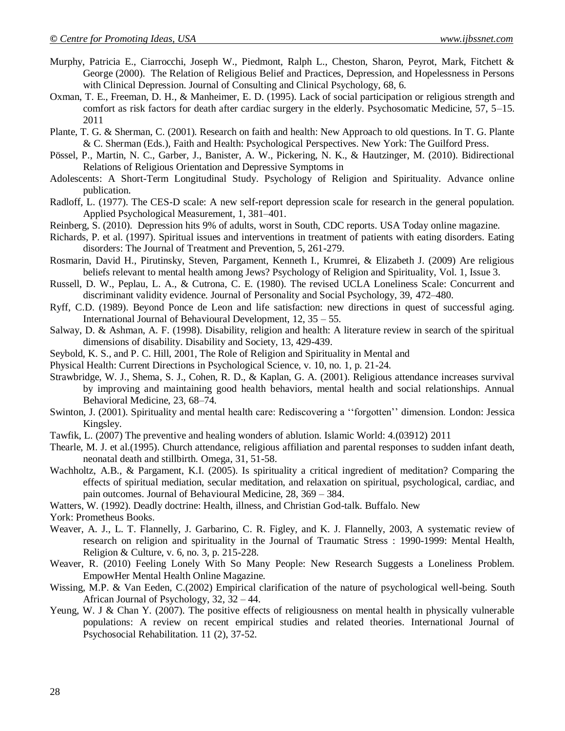Murphy, Patricia E., Ciarrocchi, Joseph W., Piedmont, Ralph L., Cheston, Sharon, Peyrot, Mark, Fitchett & George (2000). The Relation of Religious Belief and Practices, Depression, and Hopelessness in Persons with Clinical Depression. Journal of Consulting and Clinical Psychology, 68, 6.

Oxman, T. E., Freeman, D. H., & Manheimer, E. D. (1995). Lack of social participation or religious strength and comfort as risk factors for death after cardiac surgery in the elderly. Psychosomatic Medicine, 57, 5–15. 2011

Plante, T. G. & Sherman, C. (2001). Research on faith and health: New Approach to old questions. In T. G. Plante & C. Sherman (Eds.), Faith and Health: Psychological Perspectives. New York: The Guilford Press.

Pössel, P., Martin, N. C., Garber, J., Banister, A. W., Pickering, N. K., & Hautzinger, M. (2010). Bidirectional Relations of Religious Orientation and Depressive Symptoms in

Adolescents: A Short-Term Longitudinal Study. Psychology of Religion and Spirituality. Advance online publication.

Radloff, L. (1977). The CES-D scale: A new self-report depression scale for research in the general population. Applied Psychological Measurement, 1, 381–401.

Reinberg, S. (2010). Depression hits 9% of adults, worst in South, CDC reports. USA Today online magazine.

Richards, P. et al. (1997). Spiritual issues and interventions in treatment of patients with eating disorders. Eating disorders: The Journal of Treatment and Prevention, 5, 261-279.

Rosmarin, David H., Pirutinsky, Steven, Pargament, Kenneth I., Krumrei, & Elizabeth J. (2009) Are religious beliefs relevant to mental health among Jews? Psychology of Religion and Spirituality, Vol. 1, Issue 3.

Russell, D. W., Peplau, L. A., & Cutrona, C. E. (1980). The revised UCLA Loneliness Scale: Concurrent and discriminant validity evidence. Journal of Personality and Social Psychology, 39, 472–480.

Ryff, C.D. (1989). Beyond Ponce de Leon and life satisfaction: new directions in quest of successful aging. International Journal of Behavioural Development, 12, 35 – 55.

Salway, D. & Ashman, A. F. (1998). Disability, religion and health: A literature review in search of the spiritual dimensions of disability. Disability and Society, 13, 429-439.

Seybold, K. S., and P. C. Hill, 2001, The Role of Religion and Spirituality in Mental and

Physical Health: Current Directions in Psychological Science, v. 10, no. 1, p. 21-24.

Strawbridge, W. J., Shema, S. J., Cohen, R. D., & Kaplan, G. A. (2001). Religious attendance increases survival by improving and maintaining good health behaviors, mental health and social relationships. Annual Behavioral Medicine, 23, 68–74.

Swinton, J. (2001). Spirituality and mental health care: Rediscovering a ''forgotten'' dimension. London: Jessica Kingsley.

Tawfik, L. (2007) The preventive and healing wonders of ablution. Islamic World: 4.(03912) 2011

Thearle, M. J. et al.(1995). Church attendance, religious affiliation and parental responses to sudden infant death, neonatal death and stillbirth. Omega, 31, 51-58.

Wachholtz, A.B., & Pargament, K.I. (2005). Is spirituality a critical ingredient of meditation? Comparing the effects of spiritual mediation, secular meditation, and relaxation on spiritual, psychological, cardiac, and pain outcomes. Journal of Behavioural Medicine, 28, 369 – 384.

Watters, W. (1992). Deadly doctrine: Health, illness, and Christian God-talk. Buffalo. New

York: Prometheus Books.

Weaver, A. J., L. T. Flannelly, J. Garbarino, C. R. Figley, and K. J. Flannelly, 2003, A systematic review of research on religion and spirituality in the Journal of Traumatic Stress : 1990-1999: Mental Health, Religion & Culture, v. 6, no. 3, p. 215-228.

Weaver, R. (2010) Feeling Lonely With So Many People: New Research Suggests a Loneliness Problem. EmpowHer Mental Health Online Magazine.

Wissing, M.P. & Van Eeden, C.(2002) Empirical clarification of the nature of psychological well-being. South African Journal of Psychology, 32, 32 – 44.

Yeung, W. J & Chan Y. (2007). The positive effects of religiousness on mental health in physically vulnerable populations: A review on recent empirical studies and related theories. International Journal of Psychosocial Rehabilitation. 11 (2), 37-52.